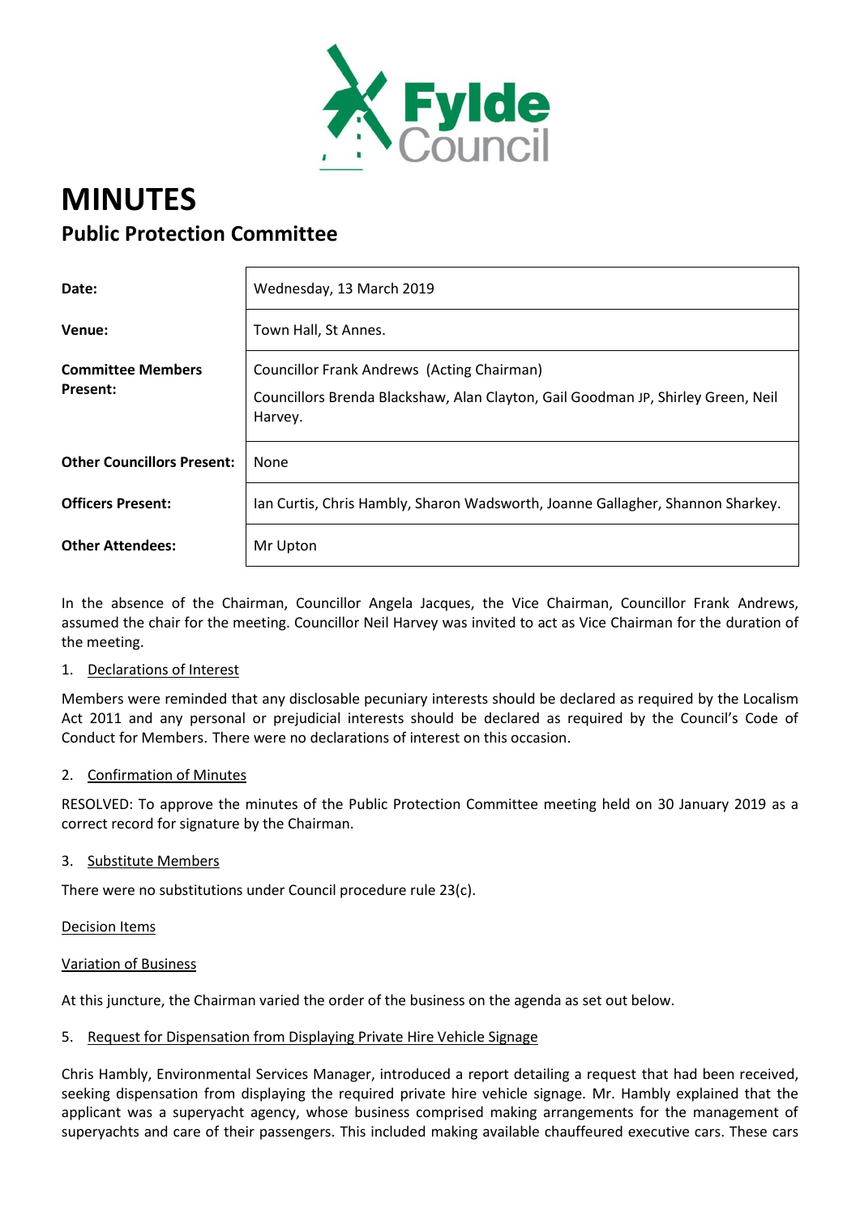# MINUTES

## Public Protection Committee

| | |
|---|---|
| **Date:** | Wednesday, 13 March 2019 |
| **Venue:** | Town Hall, St Annes. |
| **Committee Members Present:** | Councillor Frank Andrews (Acting Chairman)<br>Councillors Brenda Blackshaw, Alan Clayton, Gail Goodman JP, Shirley Green, Neil Harvey. |
| **Other Councillors Present:** | None |
| **Officers Present:** | Ian Curtis, Chris Hambly, Sharon Wadsworth, Joanne Gallagher, Shannon Sharkey. |
| **Other Attendees:** | Mr Upton |

In the absence of the Chairman, Councillor Angela Jacques, the Vice Chairman, Councillor Frank Andrews, assumed the chair for the meeting. Councillor Neil Harvey was invited to act as Vice Chairman for the duration of the meeting.

1. Declarations of Interest

Members were reminded that any disclosable pecuniary interests should be declared as required by the Localism Act 2011 and any personal or prejudicial interests should be declared as required by the Council's Code of Conduct for Members. There were no declarations of interest on this occasion.

2. Confirmation of Minutes

RESOLVED: To approve the minutes of the Public Protection Committee meeting held on 30 January 2019 as a correct record for signature by the Chairman.

3. Substitute Members

There were no substitutions under Council procedure rule 23(c).

Decision Items

Variation of Business

At this juncture, the Chairman varied the order of the business on the agenda as set out below.

5. Request for Dispensation from Displaying Private Hire Vehicle Signage

Chris Hambly, Environmental Services Manager, introduced a report detailing a request that had been received, seeking dispensation from displaying the required private hire vehicle signage. Mr. Hambly explained that the applicant was a superyacht agency, whose business comprised making arrangements for the management of superyachts and care of their passengers. This included making available chauffeured executive cars. These cars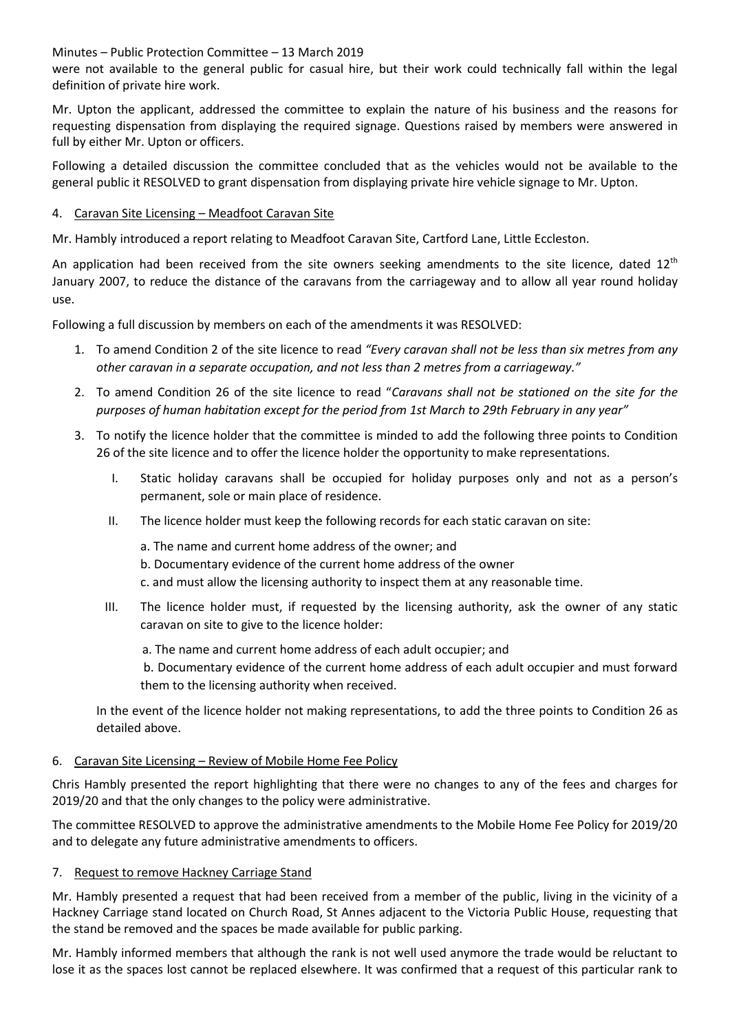were not available to the general public for casual hire, but their work could technically fall within the legal definition of private hire work.

Mr. Upton the applicant, addressed the committee to explain the nature of his business and the reasons for requesting dispensation from displaying the required signage. Questions raised by members were answered in full by either Mr. Upton or officers.

Following a detailed discussion the committee concluded that as the vehicles would not be available to the general public it RESOLVED to grant dispensation from displaying private hire vehicle signage to Mr. Upton.

4. Caravan Site Licensing – Meadfoot Caravan Site

Mr. Hambly introduced a report relating to Meadfoot Caravan Site, Cartford Lane, Little Eccleston.

An application had been received from the site owners seeking amendments to the site licence, dated 12th January 2007, to reduce the distance of the caravans from the carriageway and to allow all year round holiday use.

Following a full discussion by members on each of the amendments it was RESOLVED:

1. To amend Condition 2 of the site licence to read *"Every caravan shall not be less than six metres from any other caravan in a separate occupation, and not less than 2 metres from a carriageway."*
2. To amend Condition 26 of the site licence to read "*Caravans shall not be stationed on the site for the purposes of human habitation except for the period from 1st March to 29th February in any year"*
3. To notify the licence holder that the committee is minded to add the following three points to Condition 26 of the site licence and to offer the licence holder the opportunity to make representations.

   I. Static holiday caravans shall be occupied for holiday purposes only and not as a person's permanent, sole or main place of residence.

   II. The licence holder must keep the following records for each static caravan on site:

      a. The name and current home address of the owner; and
      b. Documentary evidence of the current home address of the owner
      c. and must allow the licensing authority to inspect them at any reasonable time.

   III. The licence holder must, if requested by the licensing authority, ask the owner of any static caravan on site to give to the licence holder:

      a. The name and current home address of each adult occupier; and
      b. Documentary evidence of the current home address of each adult occupier and must forward them to the licensing authority when received.

   In the event of the licence holder not making representations, to add the three points to Condition 26 as detailed above.

6. Caravan Site Licensing – Review of Mobile Home Fee Policy

Chris Hambly presented the report highlighting that there were no changes to any of the fees and charges for 2019/20 and that the only changes to the policy were administrative.

The committee RESOLVED to approve the administrative amendments to the Mobile Home Fee Policy for 2019/20 and to delegate any future administrative amendments to officers.

7. Request to remove Hackney Carriage Stand

Mr. Hambly presented a request that had been received from a member of the public, living in the vicinity of a Hackney Carriage stand located on Church Road, St Annes adjacent to the Victoria Public House, requesting that the stand be removed and the spaces be made available for public parking.

Mr. Hambly informed members that although the rank is not well used anymore the trade would be reluctant to lose it as the spaces lost cannot be replaced elsewhere. It was confirmed that a request of this particular rank to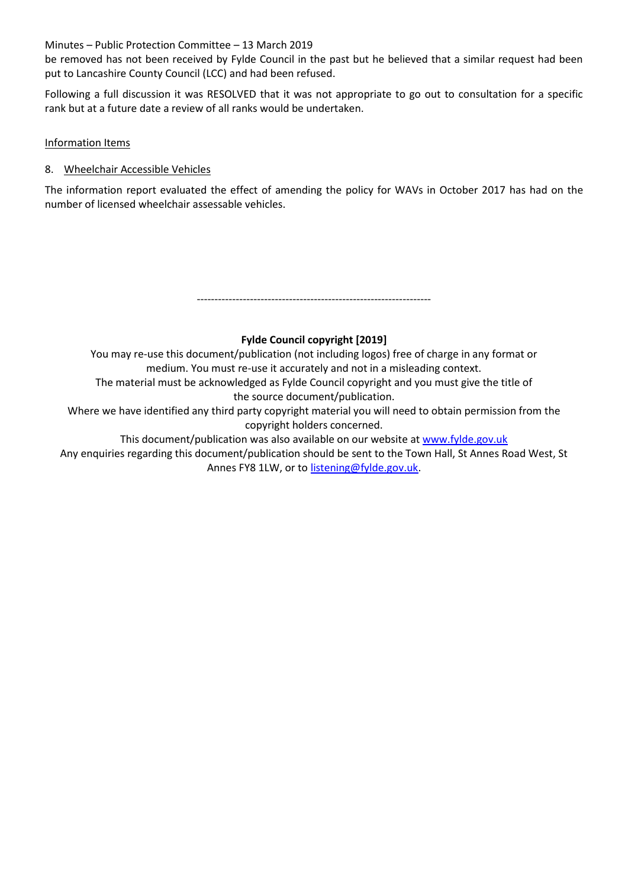be removed has not been received by Fylde Council in the past but he believed that a similar request had been put to Lancashire County Council (LCC) and had been refused.

Following a full discussion it was RESOLVED that it was not appropriate to go out to consultation for a specific rank but at a future date a review of all ranks would be undertaken.

Information Items

8. Wheelchair Accessible Vehicles

The information report evaluated the effect of amending the policy for WAVs in October 2017 has had on the number of licensed wheelchair assessable vehicles.

------------------------------------------------------------------

**Fylde Council copyright [2019]**

You may re-use this document/publication (not including logos) free of charge in any format or medium. You must re-use it accurately and not in a misleading context.

The material must be acknowledged as Fylde Council copyright and you must give the title of the source document/publication.

Where we have identified any third party copyright material you will need to obtain permission from the copyright holders concerned.

This document/publication was also available on our website at www.fylde.gov.uk

Any enquiries regarding this document/publication should be sent to the Town Hall, St Annes Road West, St Annes FY8 1LW, or to listening@fylde.gov.uk.